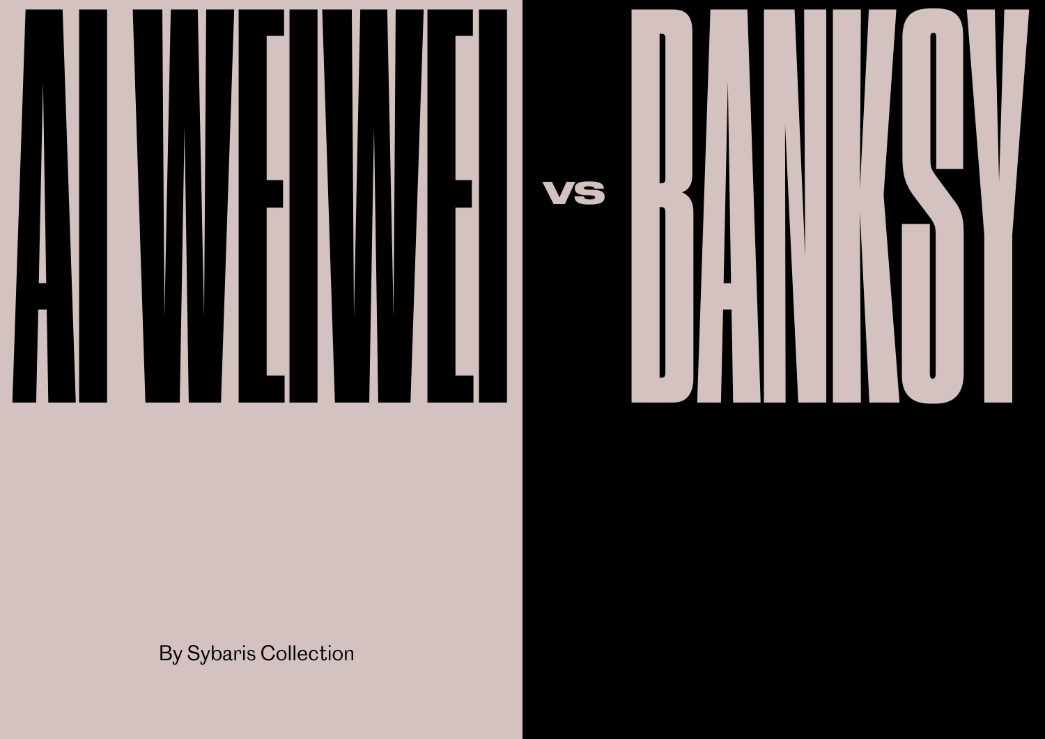# AI WEIWEI vs BANKSY

By Sybaris Collection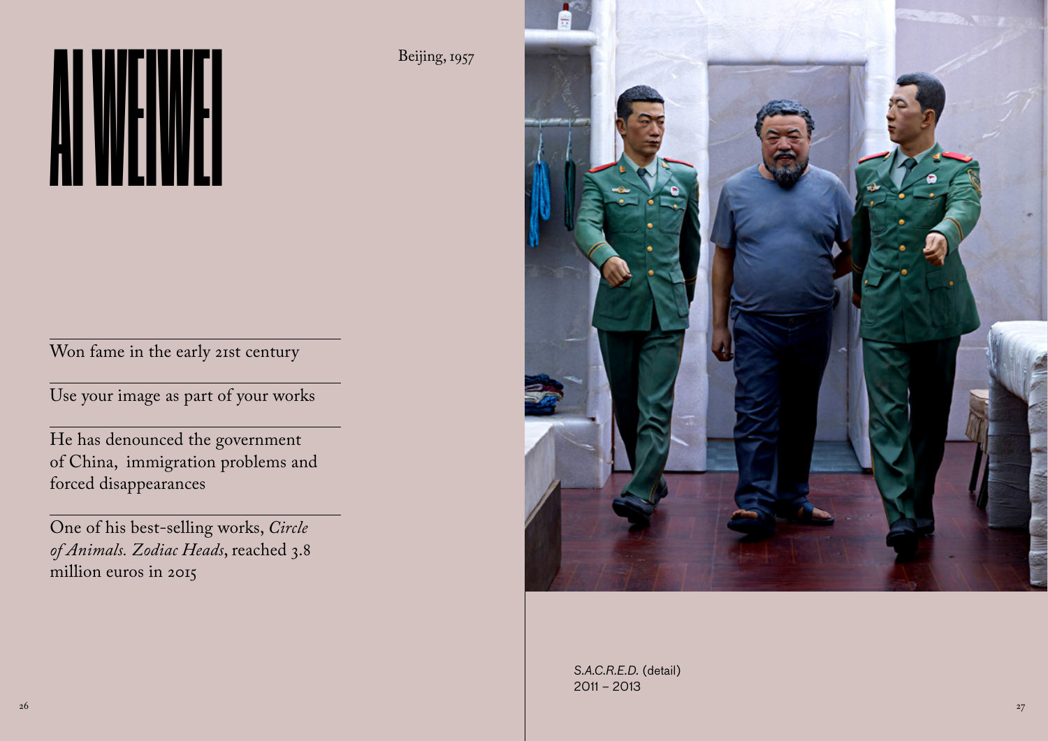# AI WEIWEI

Beijing, 1957

Won fame in the early 21st century

Use your image as part of your works

He has denounced the government of China, immigration problems and forced disappearances

One of his best-selling works, *Circle of Animals. Zodiac Heads*, reached 3.8 million euros in 2015

*S.A.C.R.E.D.* (detail)
2011 – 2013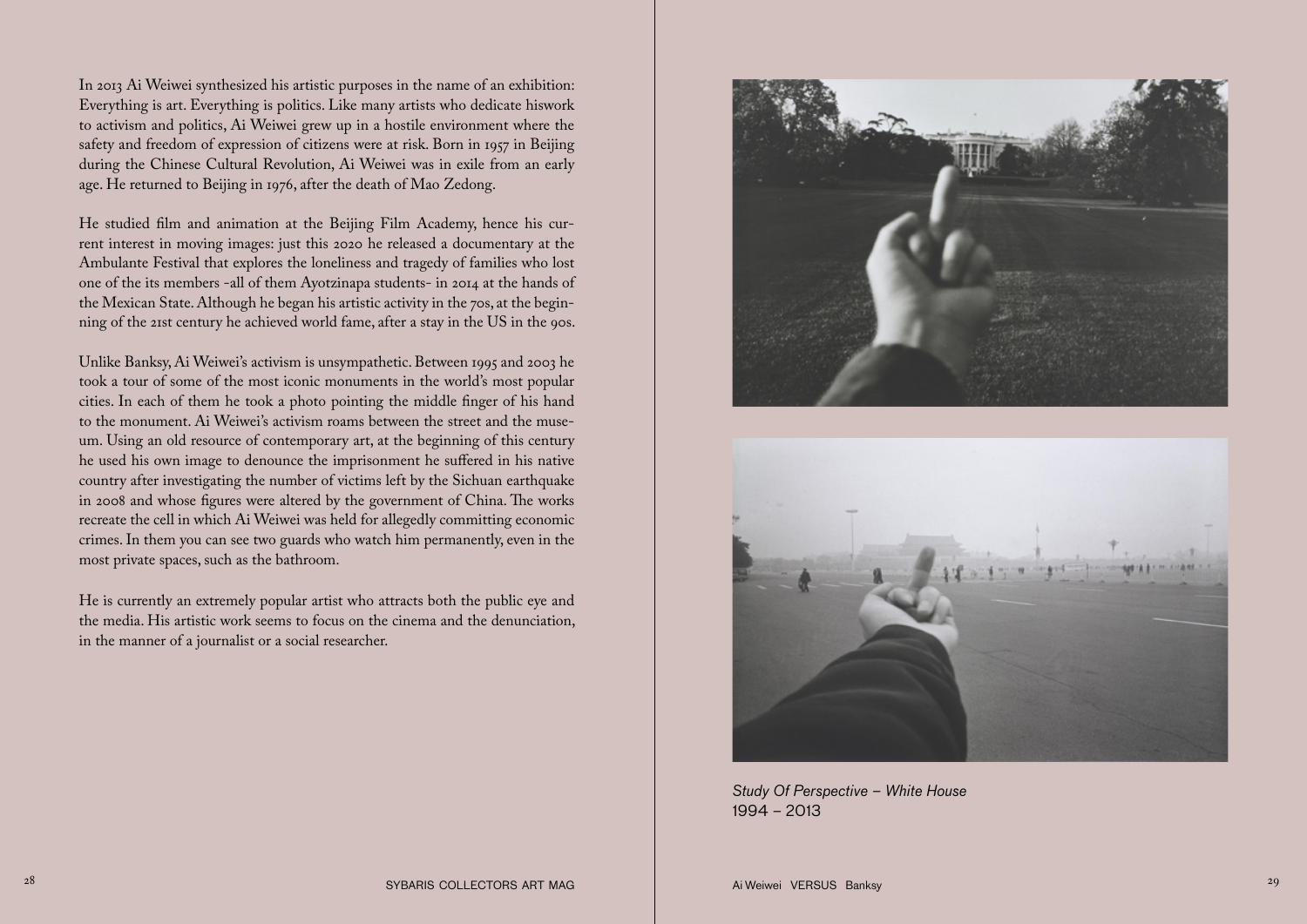In 2013 Ai Weiwei synthesized his artistic purposes in the name of an exhibition: Everything is art. Everything is politics. Like many artists who dedicate hiswork to activism and politics, Ai Weiwei grew up in a hostile environment where the safety and freedom of expression of citizens were at risk. Born in 1957 in Beijing during the Chinese Cultural Revolution, Ai Weiwei was in exile from an early age. He returned to Beijing in 1976, after the death of Mao Zedong.

He studied film and animation at the Beijing Film Academy, hence his current interest in moving images: just this 2020 he released a documentary at the Ambulante Festival that explores the loneliness and tragedy of families who lost one of the its members -all of them Ayotzinapa students- in 2014 at the hands of the Mexican State. Although he began his artistic activity in the 70s, at the beginning of the 21st century he achieved world fame, after a stay in the US in the 90s.

Unlike Banksy, Ai Weiwei's activism is unsympathetic. Between 1995 and 2003 he took a tour of some of the most iconic monuments in the world's most popular cities. In each of them he took a photo pointing the middle finger of his hand to the monument. Ai Weiwei's activism roams between the street and the museum. Using an old resource of contemporary art, at the beginning of this century he used his own image to denounce the imprisonment he suffered in his native country after investigating the number of victims left by the Sichuan earthquake in 2008 and whose figures were altered by the government of China. The works recreate the cell in which Ai Weiwei was held for allegedly committing economic crimes. In them you can see two guards who watch him permanently, even in the most private spaces, such as the bathroom.

He is currently an extremely popular artist who attracts both the public eye and the media. His artistic work seems to focus on the cinema and the denunciation, in the manner of a journalist or a social researcher.

*Study Of Perspective – White House*
1994 – 2013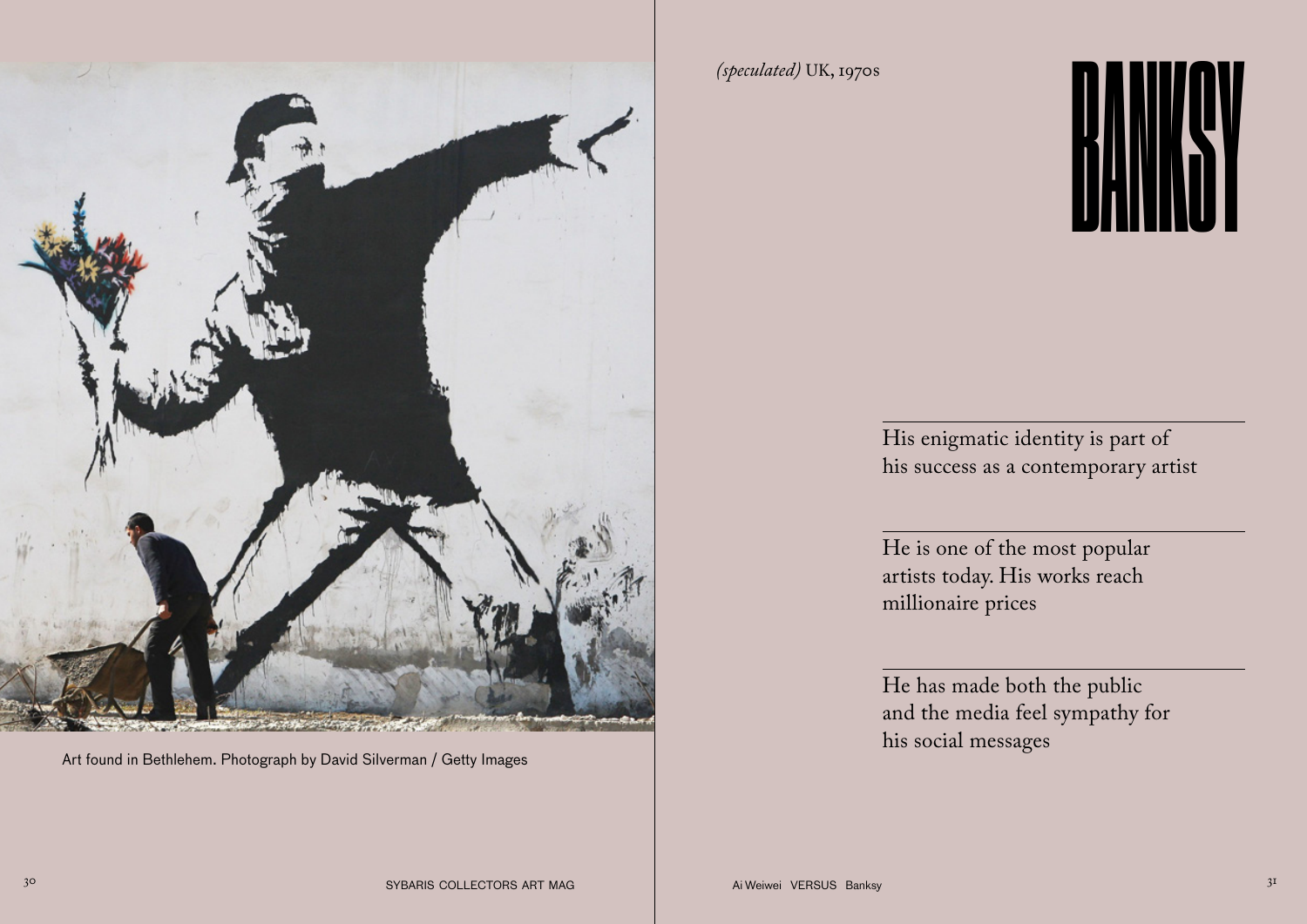Art found in Bethlehem. Photograph by David Silverman / Getty Images

*(speculated)* UK, 1970s

# BANKSY

His enigmatic identity is part of his success as a contemporary artist

He is one of the most popular artists today. His works reach millionaire prices

He has made both the public and the media feel sympathy for his social messages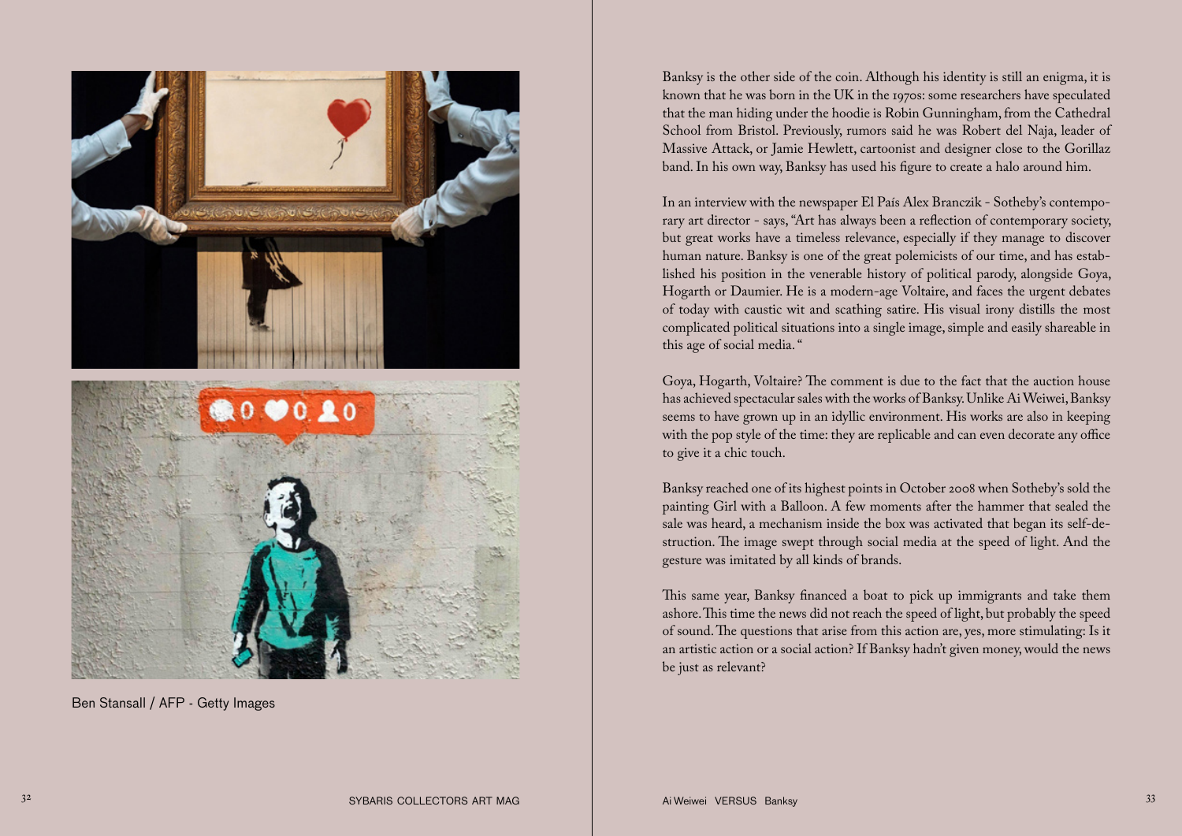Ben Stansall / AFP - Getty Images

Banksy is the other side of the coin. Although his identity is still an enigma, it is known that he was born in the UK in the 1970s: some researchers have speculated that the man hiding under the hoodie is Robin Gunningham, from the Cathedral School from Bristol. Previously, rumors said he was Robert del Naja, leader of Massive Attack, or Jamie Hewlett, cartoonist and designer close to the Gorillaz band. In his own way, Banksy has used his figure to create a halo around him.

In an interview with the newspaper El País Alex Branczik - Sotheby's contemporary art director - says, "Art has always been a reflection of contemporary society, but great works have a timeless relevance, especially if they manage to discover human nature. Banksy is one of the great polemicists of our time, and has established his position in the venerable history of political parody, alongside Goya, Hogarth or Daumier. He is a modern-age Voltaire, and faces the urgent debates of today with caustic wit and scathing satire. His visual irony distills the most complicated political situations into a single image, simple and easily shareable in this age of social media. "

Goya, Hogarth, Voltaire? The comment is due to the fact that the auction house has achieved spectacular sales with the works of Banksy. Unlike Ai Weiwei, Banksy seems to have grown up in an idyllic environment. His works are also in keeping with the pop style of the time: they are replicable and can even decorate any office to give it a chic touch.

Banksy reached one of its highest points in October 2008 when Sotheby's sold the painting Girl with a Balloon. A few moments after the hammer that sealed the sale was heard, a mechanism inside the box was activated that began its self-destruction. The image swept through social media at the speed of light. And the gesture was imitated by all kinds of brands.

This same year, Banksy financed a boat to pick up immigrants and take them ashore. This time the news did not reach the speed of light, but probably the speed of sound. The questions that arise from this action are, yes, more stimulating: Is it an artistic action or a social action? If Banksy hadn't given money, would the news be just as relevant?